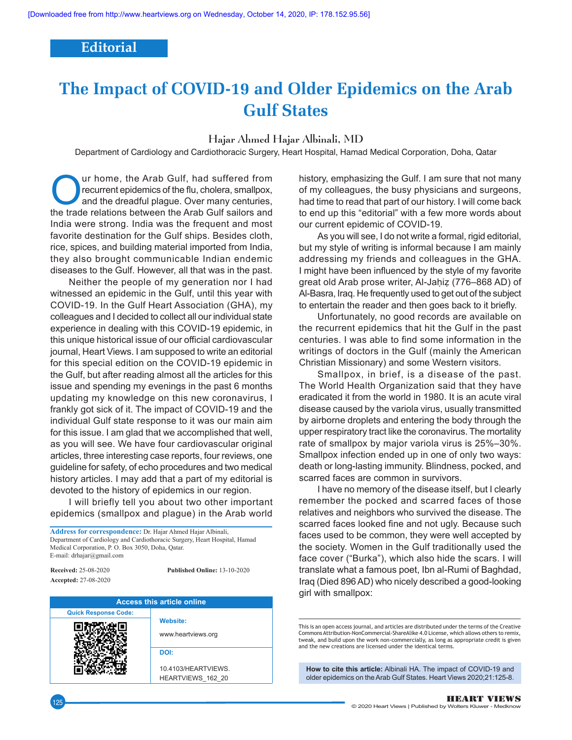Editorial

# The Impact of COVID-19 and Older Epidemics on the Arab Gulf States

**Hajar Ahmed Hajar Albinali, MD**

Department of Cardiology and Cardiothoracic Surgery, Heart Hospital, Hamad Medical Corporation, Doha, Qatar

Our home, the Arab Gulf, had suffered from recurrent epidemics of the flu, cholera, smallpox, and the dreadful plague. Over many centuries, the trade relations between the Arab Gulf sailors and India were strong. India was the frequent and most favorite destination for the Gulf ships. Besides cloth, rice, spices, and building material imported from India, they also brought communicable Indian endemic diseases to the Gulf. However, all that was in the past.

Neither the people of my generation nor I had witnessed an epidemic in the Gulf, until this year with COVID-19. In the Gulf Heart Association (GHA), my colleagues and I decided to collect all our individual state experience in dealing with this COVID-19 epidemic, in this unique historical issue of our official cardiovascular journal, Heart Views. I am supposed to write an editorial for this special edition on the COVID-19 epidemic in the Gulf, but after reading almost all the articles for this issue and spending my evenings in the past 6 months updating my knowledge on this new coronavirus, I frankly got sick of it. The impact of COVID-19 and the individual Gulf state response to it was our main aim for this issue. I am glad that we accomplished that well, as you will see. We have four cardiovascular original articles, three interesting case reports, four reviews, one guideline for safety, of echo procedures and two medical history articles. I may add that a part of my editorial is devoted to the history of epidemics in our region.

I will briefly tell you about two other important epidemics (smallpox and plague) in the Arab world history, emphasizing the Gulf. I am sure that not many of my colleagues, the busy physicians and surgeons, had time to read that part of our history. I will come back to end up this "editorial" with a few more words about our current epidemic of COVID-19.

As you will see, I do not write a formal, rigid editorial, but my style of writing is informal because I am mainly addressing my friends and colleagues in the GHA. I might have been influenced by the style of my favorite great old Arab prose writer, Al-Jaḥiẓ (776–868 AD) of Al-Basra, Iraq. He frequently used to get out of the subject to entertain the reader and then goes back to it briefly.

Unfortunately, no good records are available on the recurrent epidemics that hit the Gulf in the past centuries. I was able to find some information in the writings of doctors in the Gulf (mainly the American Christian Missionary) and some Western visitors.

Smallpox, in brief, is a disease of the past. The World Health Organization said that they have eradicated it from the world in 1980. It is an acute viral disease caused by the variola virus, usually transmitted by airborne droplets and entering the body through the upper respiratory tract like the coronavirus. The mortality rate of smallpox by major variola virus is 25%–30%. Smallpox infection ended up in one of only two ways: death or long-lasting immunity. Blindness, pocked, and scarred faces are common in survivors.

I have no memory of the disease itself, but I clearly remember the pocked and scarred faces of those relatives and neighbors who survived the disease. The scarred faces looked fine and not ugly. Because such faces used to be common, they were well accepted by the society. Women in the Gulf traditionally used the face cover ("Burka"), which also hide the scars. I will translate what a famous poet, Ibn al-Rumi of Baghdad, Iraq (Died 896 AD) who nicely described a good-looking girl with smallpox:

**Address for correspondence:** Dr. Hajar Ahmed Hajar Albinali, Department of Cardiology and Cardiothoracic Surgery, Heart Hospital, Hamad Medical Corporation, P. O. Box 3050, Doha, Qatar. E-mail: drhajar@gmail.com

**Received:** 25-08-2020 **Published Online:** 13-10-2020
**Accepted:** 27-08-2020

| Access this article online | |
|---|---|
| Quick Response Code: | **Website:** www.heartviews.org |
| | **DOI:** 10.4103/HEARTVIEWS.HEARTVIEWS_162_20 |

This is an open access journal, and articles are distributed under the terms of the Creative Commons Attribution-NonCommercial-ShareAlike 4.0 License, which allows others to remix, tweak, and build upon the work non-commercially, as long as appropriate credit is given and the new creations are licensed under the identical terms.

**How to cite this article:** Albinali HA. The impact of COVID-19 and older epidemics on the Arab Gulf States. Heart Views 2020;21:125-8.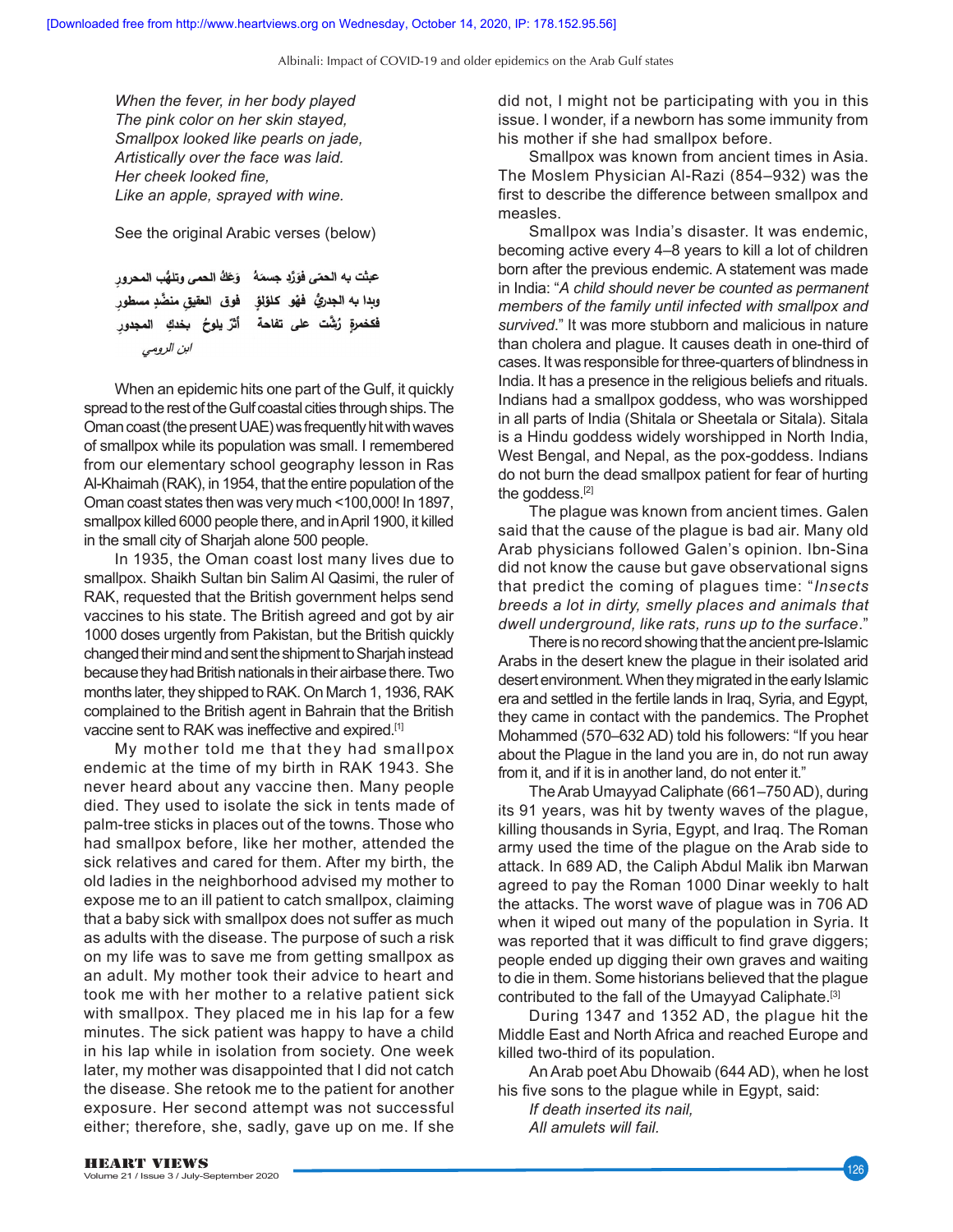*When the fever, in her body played*
*The pink color on her skin stayed,*
*Smallpox looked like pearls on jade,*
*Artistically over the face was laid.*
*Her cheek looked fine,*
*Like an apple, sprayed with wine.*

See the original Arabic verses (below)

عبثت به الحمّى فورّد جسمهُ وَعَكُ الحمى وتلهُّب المحرورِ
وبدا به الجدريُّ فهْو كلؤلؤٍ فوق العقيق منضّدٍ مسطورِ
فكخمرةٍ رُشّت على تفاحة أثرٌ يلوحُ بخدكٍ المجدورِ

*ابن الرومي*

When an epidemic hits one part of the Gulf, it quickly spread to the rest of the Gulf coastal cities through ships. The Oman coast (the present UAE) was frequently hit with waves of smallpox while its population was small. I remembered from our elementary school geography lesson in Ras Al-Khaimah (RAK), in 1954, that the entire population of the Oman coast states then was very much <100,000! In 1897, smallpox killed 6000 people there, and in April 1900, it killed in the small city of Sharjah alone 500 people.

In 1935, the Oman coast lost many lives due to smallpox. Shaikh Sultan bin Salim Al Qasimi, the ruler of RAK, requested that the British government helps send vaccines to his state. The British agreed and got by air 1000 doses urgently from Pakistan, but the British quickly changed their mind and sent the shipment to Sharjah instead because they had British nationals in their airbase there. Two months later, they shipped to RAK. On March 1, 1936, RAK complained to the British agent in Bahrain that the British vaccine sent to RAK was ineffective and expired.[1]

My mother told me that they had smallpox endemic at the time of my birth in RAK 1943. She never heard about any vaccine then. Many people died. They used to isolate the sick in tents made of palm-tree sticks in places out of the towns. Those who had smallpox before, like her mother, attended the sick relatives and cared for them. After my birth, the old ladies in the neighborhood advised my mother to expose me to an ill patient to catch smallpox, claiming that a baby sick with smallpox does not suffer as much as adults with the disease. The purpose of such a risk on my life was to save me from getting smallpox as an adult. My mother took their advice to heart and took me with her mother to a relative patient sick with smallpox. They placed me in his lap for a few minutes. The sick patient was happy to have a child in his lap while in isolation from society. One week later, my mother was disappointed that I did not catch the disease. She retook me to the patient for another exposure. Her second attempt was not successful either; therefore, she, sadly, gave up on me. If she did not, I might not be participating with you in this issue. I wonder, if a newborn has some immunity from his mother if she had smallpox before.

Smallpox was known from ancient times in Asia. The Moslem Physician Al-Razi (854–932) was the first to describe the difference between smallpox and measles.

Smallpox was India's disaster. It was endemic, becoming active every 4–8 years to kill a lot of children born after the previous endemic. A statement was made in India: "*A child should never be counted as permanent members of the family until infected with smallpox and survived.*" It was more stubborn and malicious in nature than cholera and plague. It causes death in one-third of cases. It was responsible for three-quarters of blindness in India. It has a presence in the religious beliefs and rituals. Indians had a smallpox goddess, who was worshipped in all parts of India (Shitala or Sheetala or Sitala). Sitala is a Hindu goddess widely worshipped in North India, West Bengal, and Nepal, as the pox-goddess. Indians do not burn the dead smallpox patient for fear of hurting the goddess.[2]

The plague was known from ancient times. Galen said that the cause of the plague is bad air. Many old Arab physicians followed Galen's opinion. Ibn-Sina did not know the cause but gave observational signs that predict the coming of plagues time: "*Insects breeds a lot in dirty, smelly places and animals that dwell underground, like rats, runs up to the surface*."

There is no record showing that the ancient pre-Islamic Arabs in the desert knew the plague in their isolated arid desert environment. When they migrated in the early Islamic era and settled in the fertile lands in Iraq, Syria, and Egypt, they came in contact with the pandemics. The Prophet Mohammed (570–632 AD) told his followers: "If you hear about the Plague in the land you are in, do not run away from it, and if it is in another land, do not enter it."

The Arab Umayyad Caliphate (661–750 AD), during its 91 years, was hit by twenty waves of the plague, killing thousands in Syria, Egypt, and Iraq. The Roman army used the time of the plague on the Arab side to attack. In 689 AD, the Caliph Abdul Malik ibn Marwan agreed to pay the Roman 1000 Dinar weekly to halt the attacks. The worst wave of plague was in 706 AD when it wiped out many of the population in Syria. It was reported that it was difficult to find grave diggers; people ended up digging their own graves and waiting to die in them. Some historians believed that the plague contributed to the fall of the Umayyad Caliphate.[3]

During 1347 and 1352 AD, the plague hit the Middle East and North Africa and reached Europe and killed two-third of its population.

An Arab poet Abu Dhowaib (644 AD), when he lost his five sons to the plague while in Egypt, said:

*If death inserted its nail,*
*All amulets will fail.*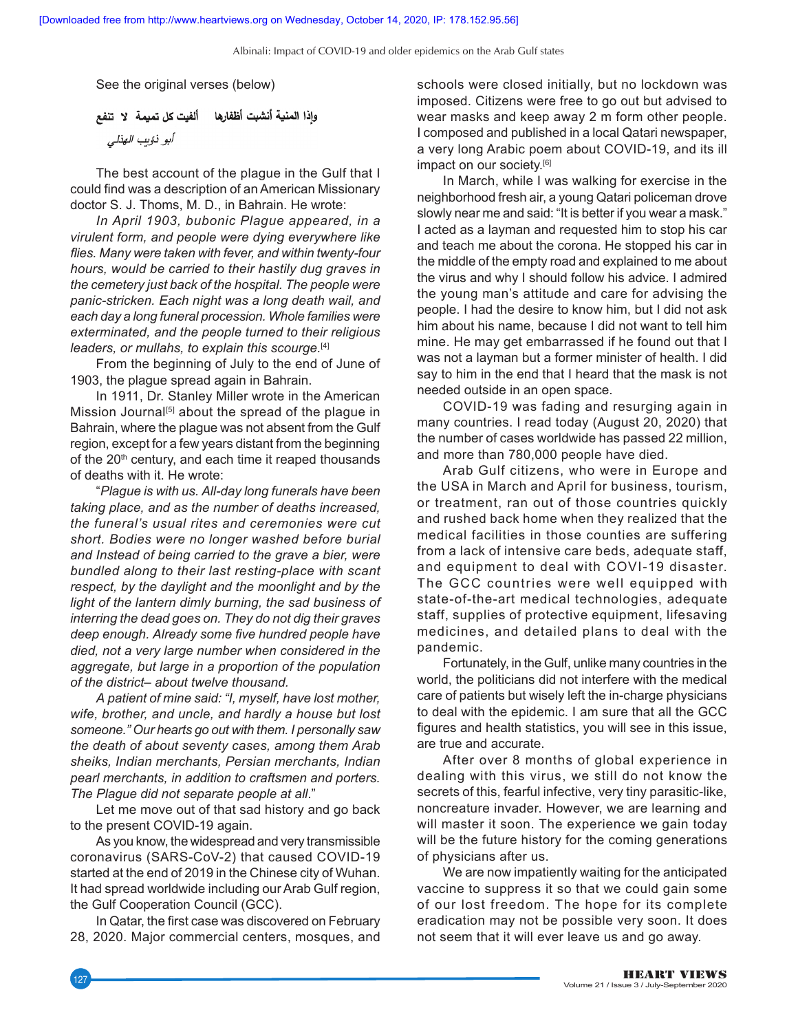See the original verses (below)

وإذا المنية أنشبت أظفارها ألفيت كل تميمة لا تنفع

أبو ذؤيب الهذلي

The best account of the plague in the Gulf that I could find was a description of an American Missionary doctor S. J. Thoms, M. D., in Bahrain. He wrote:

*In April 1903, bubonic Plague appeared, in a virulent form, and people were dying everywhere like flies. Many were taken with fever, and within twenty-four hours, would be carried to their hastily dug graves in the cemetery just back of the hospital. The people were panic-stricken. Each night was a long death wail, and each day a long funeral procession. Whole families were exterminated, and the people turned to their religious leaders, or mullahs, to explain this scourge.*[4]

From the beginning of July to the end of June of 1903, the plague spread again in Bahrain.

In 1911, Dr. Stanley Miller wrote in the American Mission Journal[5] about the spread of the plague in Bahrain, where the plague was not absent from the Gulf region, except for a few years distant from the beginning of the 20th century, and each time it reaped thousands of deaths with it. He wrote:

"*Plague is with us. All-day long funerals have been taking place, and as the number of deaths increased, the funeral's usual rites and ceremonies were cut short. Bodies were no longer washed before burial and Instead of being carried to the grave a bier, were bundled along to their last resting-place with scant respect, by the daylight and the moonlight and by the light of the lantern dimly burning, the sad business of interring the dead goes on. They do not dig their graves deep enough. Already some five hundred people have died, not a very large number when considered in the aggregate, but large in a proportion of the population of the district– about twelve thousand.*

*A patient of mine said: "I, myself, have lost mother, wife, brother, and uncle, and hardly a house but lost someone." Our hearts go out with them. I personally saw the death of about seventy cases, among them Arab sheiks, Indian merchants, Persian merchants, Indian pearl merchants, in addition to craftsmen and porters. The Plague did not separate people at all.*"

Let me move out of that sad history and go back to the present COVID-19 again.

As you know, the widespread and very transmissible coronavirus (SARS-CoV-2) that caused COVID-19 started at the end of 2019 in the Chinese city of Wuhan. It had spread worldwide including our Arab Gulf region, the Gulf Cooperation Council (GCC).

In Qatar, the first case was discovered on February 28, 2020. Major commercial centers, mosques, and schools were closed initially, but no lockdown was imposed. Citizens were free to go out but advised to wear masks and keep away 2 m form other people. I composed and published in a local Qatari newspaper, a very long Arabic poem about COVID-19, and its ill impact on our society.[6]

In March, while I was walking for exercise in the neighborhood fresh air, a young Qatari policeman drove slowly near me and said: "It is better if you wear a mask." I acted as a layman and requested him to stop his car and teach me about the corona. He stopped his car in the middle of the empty road and explained to me about the virus and why I should follow his advice. I admired the young man's attitude and care for advising the people. I had the desire to know him, but I did not ask him about his name, because I did not want to tell him mine. He may get embarrassed if he found out that I was not a layman but a former minister of health. I did say to him in the end that I heard that the mask is not needed outside in an open space.

COVID-19 was fading and resurging again in many countries. I read today (August 20, 2020) that the number of cases worldwide has passed 22 million, and more than 780,000 people have died.

Arab Gulf citizens, who were in Europe and the USA in March and April for business, tourism, or treatment, ran out of those countries quickly and rushed back home when they realized that the medical facilities in those counties are suffering from a lack of intensive care beds, adequate staff, and equipment to deal with COVI-19 disaster. The GCC countries were well equipped with state-of-the-art medical technologies, adequate staff, supplies of protective equipment, lifesaving medicines, and detailed plans to deal with the pandemic.

Fortunately, in the Gulf, unlike many countries in the world, the politicians did not interfere with the medical care of patients but wisely left the in-charge physicians to deal with the epidemic. I am sure that all the GCC figures and health statistics, you will see in this issue, are true and accurate.

After over 8 months of global experience in dealing with this virus, we still do not know the secrets of this, fearful infective, very tiny parasitic-like, noncreature invader. However, we are learning and will master it soon. The experience we gain today will be the future history for the coming generations of physicians after us.

We are now impatiently waiting for the anticipated vaccine to suppress it so that we could gain some of our lost freedom. The hope for its complete eradication may not be possible very soon. It does not seem that it will ever leave us and go away.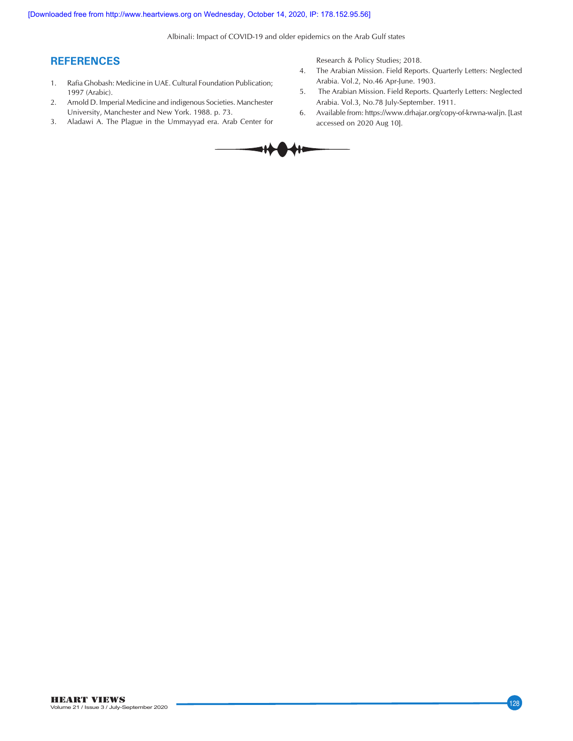## REFERENCES

1. Rafia Ghobash: Medicine in UAE. Cultural Foundation Publication; 1997 (Arabic).
2. Arnold D. Imperial Medicine and indigenous Societies. Manchester University, Manchester and New York. 1988. p. 73.
3. Aladawi A. The Plague in the Ummayyad era. Arab Center for Research & Policy Studies; 2018.
4. The Arabian Mission. Field Reports. Quarterly Letters: Neglected Arabia. Vol.2, No.46 Apr-June. 1903.
5. The Arabian Mission. Field Reports. Quarterly Letters: Neglected Arabia. Vol.3, No.78 July-September. 1911.
6. Available from: https://www.drhajar.org/copy-of-krwna-waljn. [Last accessed on 2020 Aug 10].